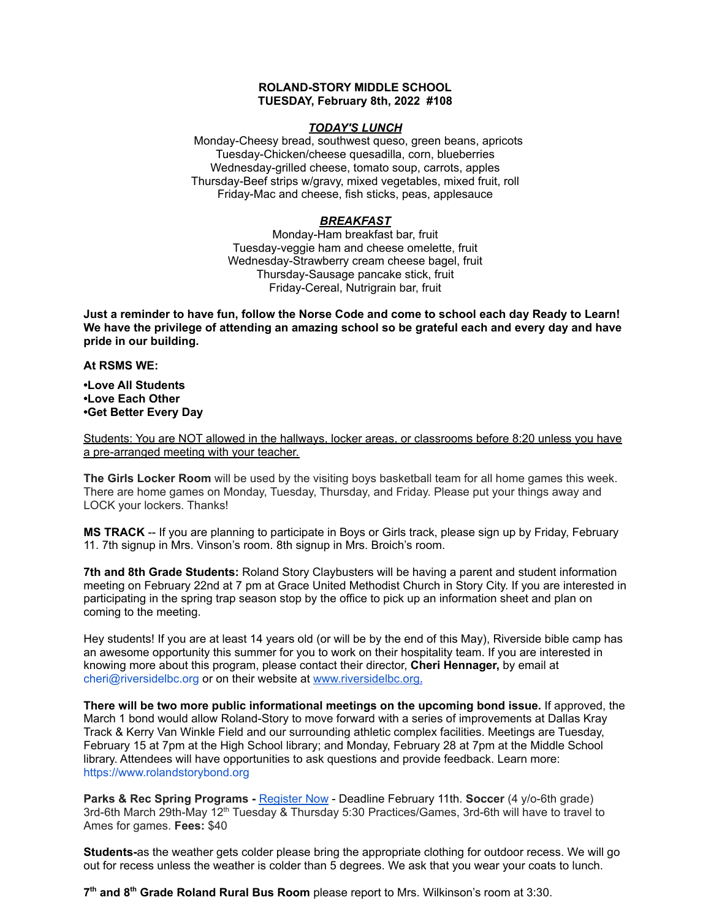**ROLAND-STORY MIDDLE SCHOOL**
**TUESDAY, February 8th, 2022 #108**

***TODAY'S LUNCH***

Monday-Cheesy bread, southwest queso, green beans, apricots
Tuesday-Chicken/cheese quesadilla, corn, blueberries
Wednesday-grilled cheese, tomato soup, carrots, apples
Thursday-Beef strips w/gravy, mixed vegetables, mixed fruit, roll
Friday-Mac and cheese, fish sticks, peas, applesauce

***BREAKFAST***

Monday-Ham breakfast bar, fruit
Tuesday-veggie ham and cheese omelette, fruit
Wednesday-Strawberry cream cheese bagel, fruit
Thursday-Sausage pancake stick, fruit
Friday-Cereal, Nutrigrain bar, fruit

**Just a reminder to have fun, follow the Norse Code and come to school each day Ready to Learn! We have the privilege of attending an amazing school so be grateful each and every day and have pride in our building.**

**At RSMS WE:**

**•Love All Students**
**•Love Each Other**
**•Get Better Every Day**

Students: You are NOT allowed in the hallways, locker areas, or classrooms before 8:20 unless you have a pre-arranged meeting with your teacher.

**The Girls Locker Room** will be used by the visiting boys basketball team for all home games this week. There are home games on Monday, Tuesday, Thursday, and Friday. Please put your things away and LOCK your lockers. Thanks!

**MS TRACK** -- If you are planning to participate in Boys or Girls track, please sign up by Friday, February 11. 7th signup in Mrs. Vinson's room. 8th signup in Mrs. Broich's room.

**7th and 8th Grade Students:** Roland Story Claybusters will be having a parent and student information meeting on February 22nd at 7 pm at Grace United Methodist Church in Story City. If you are interested in participating in the spring trap season stop by the office to pick up an information sheet and plan on coming to the meeting.

Hey students! If you are at least 14 years old (or will be by the end of this May), Riverside bible camp has an awesome opportunity this summer for you to work on their hospitality team. If you are interested in knowing more about this program, please contact their director, **Cheri Hennager,** by email at cheri@riversidelbc.org or on their website at www.riversidelbc.org.

**There will be two more public informational meetings on the upcoming bond issue.** If approved, the March 1 bond would allow Roland-Story to move forward with a series of improvements at Dallas Kray Track & Kerry Van Winkle Field and our surrounding athletic complex facilities. Meetings are Tuesday, February 15 at 7pm at the High School library; and Monday, February 28 at 7pm at the Middle School library. Attendees will have opportunities to ask questions and provide feedback. Learn more: https://www.rolandstorybond.org

**Parks & Rec Spring Programs -** Register Now - Deadline February 11th. **Soccer** (4 y/o-6th grade) 3rd-6th March 29th-May 12th Tuesday & Thursday 5:30 Practices/Games, 3rd-6th will have to travel to Ames for games. **Fees:** $40

**Students-**as the weather gets colder please bring the appropriate clothing for outdoor recess. We will go out for recess unless the weather is colder than 5 degrees. We ask that you wear your coats to lunch.

**7th and 8th Grade Roland Rural Bus Room** please report to Mrs. Wilkinson's room at 3:30.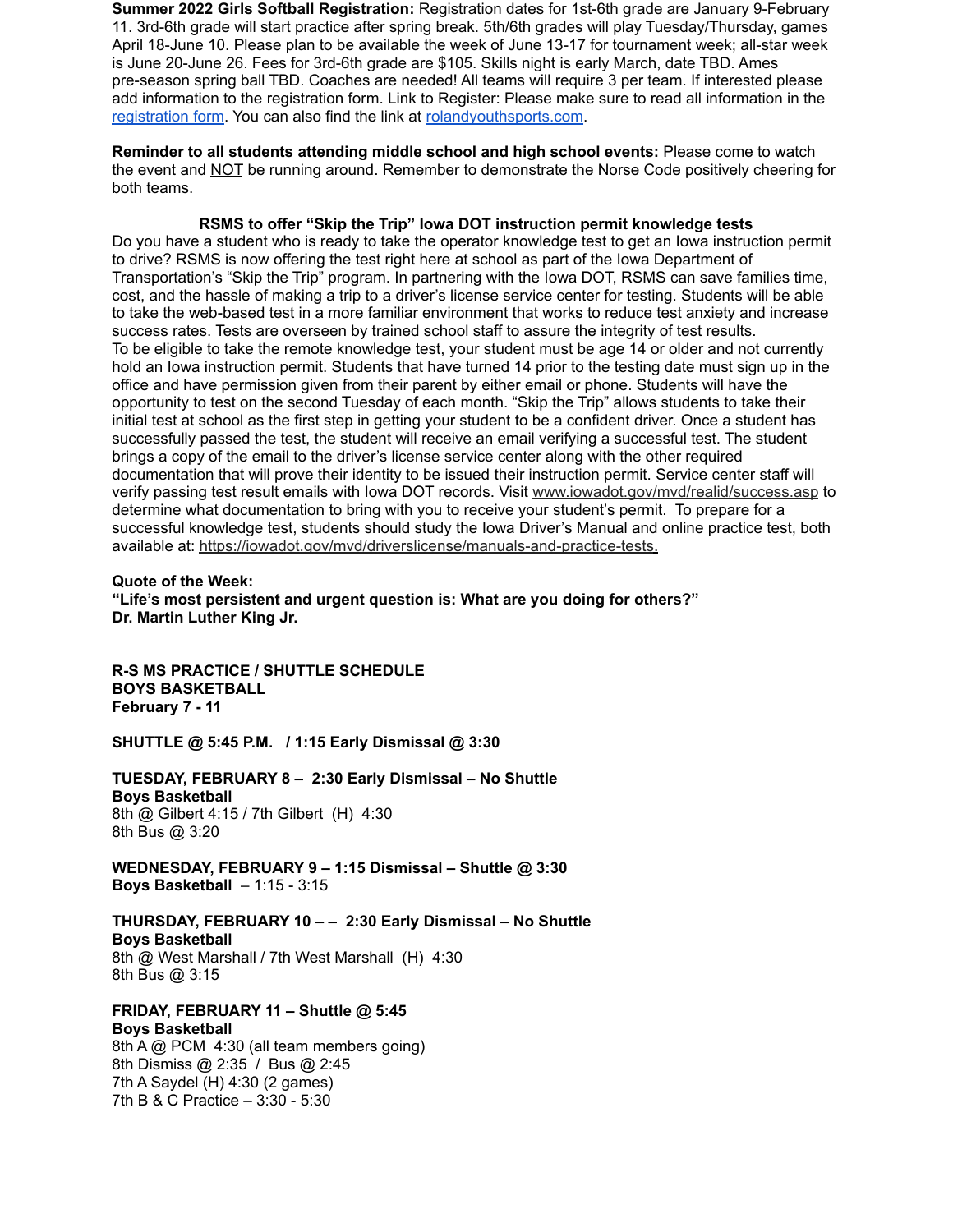**Summer 2022 Girls Softball Registration:** Registration dates for 1st-6th grade are January 9-February 11. 3rd-6th grade will start practice after spring break. 5th/6th grades will play Tuesday/Thursday, games April 18-June 10. Please plan to be available the week of June 13-17 for tournament week; all-star week is June 20-June 26. Fees for 3rd-6th grade are $105. Skills night is early March, date TBD. Ames pre-season spring ball TBD. Coaches are needed! All teams will require 3 per team. If interested please add information to the registration form. Link to Register: Please make sure to read all information in the registration form. You can also find the link at rolandyouthsports.com.

**Reminder to all students attending middle school and high school events:** Please come to watch the event and NOT be running around. Remember to demonstrate the Norse Code positively cheering for both teams.

**RSMS to offer "Skip the Trip" Iowa DOT instruction permit knowledge tests**

Do you have a student who is ready to take the operator knowledge test to get an Iowa instruction permit to drive? RSMS is now offering the test right here at school as part of the Iowa Department of Transportation's "Skip the Trip" program. In partnering with the Iowa DOT, RSMS can save families time, cost, and the hassle of making a trip to a driver's license service center for testing. Students will be able to take the web-based test in a more familiar environment that works to reduce test anxiety and increase success rates. Tests are overseen by trained school staff to assure the integrity of test results.
To be eligible to take the remote knowledge test, your student must be age 14 or older and not currently hold an Iowa instruction permit. Students that have turned 14 prior to the testing date must sign up in the office and have permission given from their parent by either email or phone. Students will have the opportunity to test on the second Tuesday of each month. "Skip the Trip" allows students to take their initial test at school as the first step in getting your student to be a confident driver. Once a student has successfully passed the test, the student will receive an email verifying a successful test. The student brings a copy of the email to the driver's license service center along with the other required documentation that will prove their identity to be issued their instruction permit. Service center staff will verify passing test result emails with Iowa DOT records. Visit www.iowadot.gov/mvd/realid/success.asp to determine what documentation to bring with you to receive your student's permit. To prepare for a successful knowledge test, students should study the Iowa Driver's Manual and online practice test, both available at: https://iowadot.gov/mvd/driverslicense/manuals-and-practice-tests.

**Quote of the Week:**
**"Life's most persistent and urgent question is: What are you doing for others?"**
**Dr. Martin Luther King Jr.**

**R-S MS PRACTICE / SHUTTLE SCHEDULE**
**BOYS BASKETBALL**
**February 7 - 11**

**SHUTTLE @ 5:45 P.M. / 1:15 Early Dismissal @ 3:30**

**TUESDAY, FEBRUARY 8 – 2:30 Early Dismissal – No Shuttle**
**Boys Basketball**
8th @ Gilbert 4:15 / 7th Gilbert (H) 4:30
8th Bus @ 3:20

**WEDNESDAY, FEBRUARY 9 – 1:15 Dismissal – Shuttle @ 3:30**
**Boys Basketball** – 1:15 - 3:15

**THURSDAY, FEBRUARY 10 – – 2:30 Early Dismissal – No Shuttle**
**Boys Basketball**
8th @ West Marshall / 7th West Marshall (H) 4:30
8th Bus @ 3:15

**FRIDAY, FEBRUARY 11 – Shuttle @ 5:45**
**Boys Basketball**
8th A @ PCM 4:30 (all team members going)
8th Dismiss @ 2:35 / Bus @ 2:45
7th A Saydel (H) 4:30 (2 games)
7th B & C Practice – 3:30 - 5:30